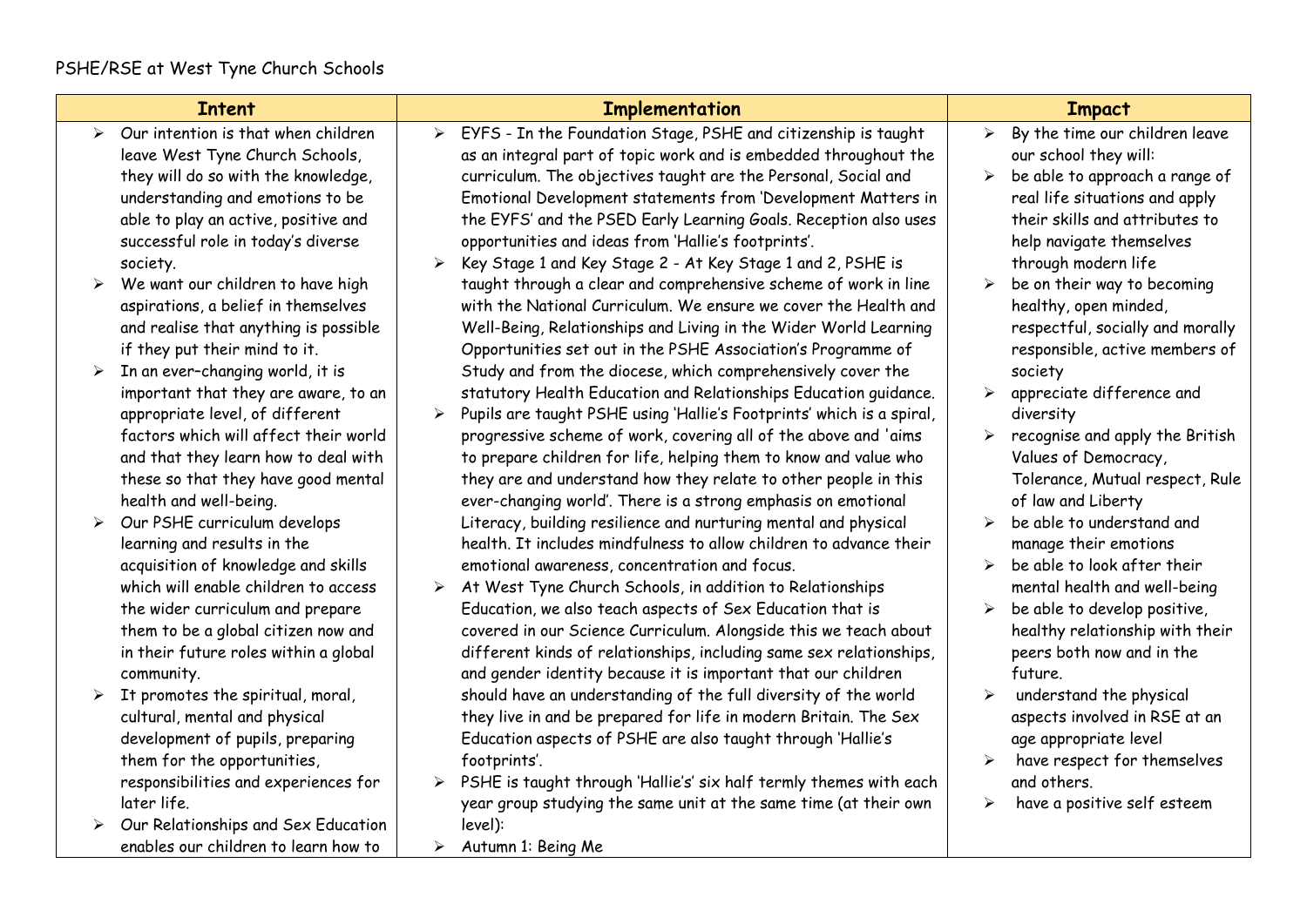PSHE/RSE at West Tyne Church Schools

| Intent | Implementation | Impact |
| --- | --- | --- |
| ➢ Our intention is that when children leave West Tyne Church Schools, they will do so with the knowledge, understanding and emotions to be able to play an active, positive and successful role in today's diverse society.<br>➢ We want our children to have high aspirations, a belief in themselves and realise that anything is possible if they put their mind to it.<br>➢ In an ever–changing world, it is important that they are aware, to an appropriate level, of different factors which will affect their world and that they learn how to deal with these so that they have good mental health and well-being.<br>➢ Our PSHE curriculum develops learning and results in the acquisition of knowledge and skills which will enable children to access the wider curriculum and prepare them to be a global citizen now and in their future roles within a global community.<br>➢ It promotes the spiritual, moral, cultural, mental and physical development of pupils, preparing them for the opportunities, responsibilities and experiences for later life.<br>➢ Our Relationships and Sex Education enables our children to learn how to | ➢ EYFS - In the Foundation Stage, PSHE and citizenship is taught as an integral part of topic work and is embedded throughout the curriculum. The objectives taught are the Personal, Social and Emotional Development statements from 'Development Matters in the EYFS' and the PSED Early Learning Goals. Reception also uses opportunities and ideas from 'Hallie's footprints'.<br>➢ Key Stage 1 and Key Stage 2 - At Key Stage 1 and 2, PSHE is taught through a clear and comprehensive scheme of work in line with the National Curriculum. We ensure we cover the Health and Well-Being, Relationships and Living in the Wider World Learning Opportunities set out in the PSHE Association's Programme of Study and from the diocese, which comprehensively cover the statutory Health Education and Relationships Education guidance.<br>➢ Pupils are taught PSHE using 'Hallie's Footprints' which is a spiral, progressive scheme of work, covering all of the above and 'aims to prepare children for life, helping them to know and value who they are and understand how they relate to other people in this ever-changing world'. There is a strong emphasis on emotional Literacy, building resilience and nurturing mental and physical health. It includes mindfulness to allow children to advance their emotional awareness, concentration and focus.<br>➢ At West Tyne Church Schools, in addition to Relationships Education, we also teach aspects of Sex Education that is covered in our Science Curriculum. Alongside this we teach about different kinds of relationships, including same sex relationships, and gender identity because it is important that our children should have an understanding of the full diversity of the world they live in and be prepared for life in modern Britain. The Sex Education aspects of PSHE are also taught through 'Hallie's footprints'.<br>➢ PSHE is taught through 'Hallie's' six half termly themes with each year group studying the same unit at the same time (at their own level):<br>➢ Autumn 1: Being Me | ➢ By the time our children leave our school they will:<br>➢ be able to approach a range of real life situations and apply their skills and attributes to help navigate themselves through modern life<br>➢ be on their way to becoming healthy, open minded, respectful, socially and morally responsible, active members of society<br>➢ appreciate difference and diversity<br>➢ recognise and apply the British Values of Democracy, Tolerance, Mutual respect, Rule of law and Liberty<br>➢ be able to understand and manage their emotions<br>➢ be able to look after their mental health and well-being<br>➢ be able to develop positive, healthy relationship with their peers both now and in the future.<br>➢ understand the physical aspects involved in RSE at an age appropriate level<br>➢ have respect for themselves and others.<br>➢ have a positive self esteem |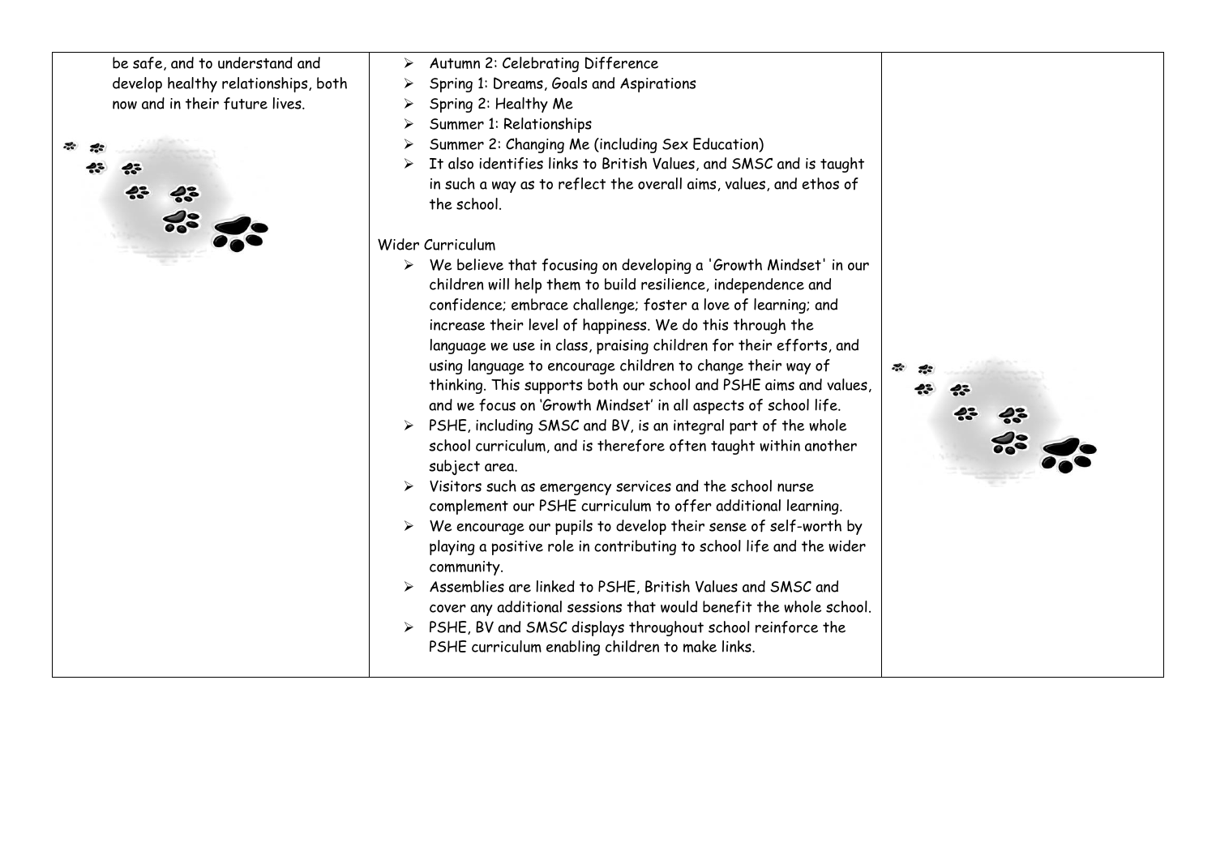| | | |
|---|---|---|
| be safe, and to understand and develop healthy relationships, both now and in their future lives. | <ul><li>Autumn 2: Celebrating Difference</li><li>Spring 1: Dreams, Goals and Aspirations</li><li>Spring 2: Healthy Me</li><li>Summer 1: Relationships</li><li>Summer 2: Changing Me (including Sex Education)</li><li>It also identifies links to British Values, and SMSC and is taught in such a way as to reflect the overall aims, values, and ethos of the school.</li></ul>Wider Curriculum<ul><li>We believe that focusing on developing a 'Growth Mindset' in our children will help them to build resilience, independence and confidence; embrace challenge; foster a love of learning; and increase their level of happiness. We do this through the language we use in class, praising children for their efforts, and using language to encourage children to change their way of thinking. This supports both our school and PSHE aims and values, and we focus on 'Growth Mindset' in all aspects of school life.</li><li>PSHE, including SMSC and BV, is an integral part of the whole school curriculum, and is therefore often taught within another subject area.</li><li>Visitors such as emergency services and the school nurse complement our PSHE curriculum to offer additional learning.</li><li>We encourage our pupils to develop their sense of self-worth by playing a positive role in contributing to school life and the wider community.</li><li>Assemblies are linked to PSHE, British Values and SMSC and cover any additional sessions that would benefit the whole school.</li><li>PSHE, BV and SMSC displays throughout school reinforce the PSHE curriculum enabling children to make links.</li></ul> | |